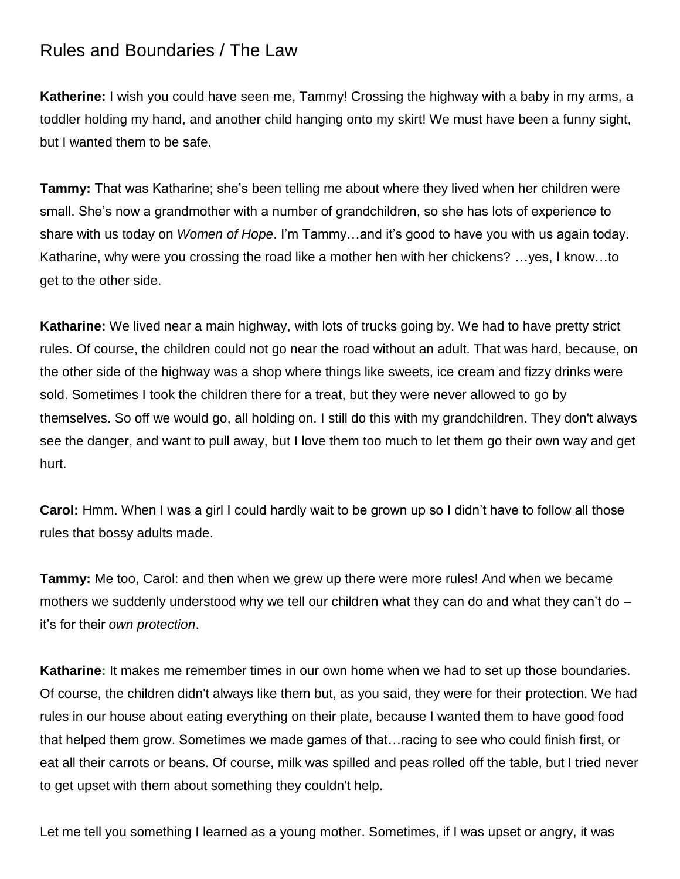# Rules and Boundaries / The Law

**Katherine:** I wish you could have seen me, Tammy! Crossing the highway with a baby in my arms, a toddler holding my hand, and another child hanging onto my skirt! We must have been a funny sight, but I wanted them to be safe.

**Tammy:** That was Katharine; she's been telling me about where they lived when her children were small. She's now a grandmother with a number of grandchildren, so she has lots of experience to share with us today on *Women of Hope*. I'm Tammy…and it's good to have you with us again today. Katharine, why were you crossing the road like a mother hen with her chickens? …yes, I know…to get to the other side.

**Katharine:** We lived near a main highway, with lots of trucks going by. We had to have pretty strict rules. Of course, the children could not go near the road without an adult. That was hard, because, on the other side of the highway was a shop where things like sweets, ice cream and fizzy drinks were sold. Sometimes I took the children there for a treat, but they were never allowed to go by themselves. So off we would go, all holding on. I still do this with my grandchildren. They don't always see the danger, and want to pull away, but I love them too much to let them go their own way and get hurt.

**Carol:** Hmm. When I was a girl I could hardly wait to be grown up so I didn't have to follow all those rules that bossy adults made.

**Tammy:** Me too, Carol: and then when we grew up there were more rules! And when we became mothers we suddenly understood why we tell our children what they can do and what they can't do – it's for their *own protection*.

**Katharine:** It makes me remember times in our own home when we had to set up those boundaries. Of course, the children didn't always like them but, as you said, they were for their protection. We had rules in our house about eating everything on their plate, because I wanted them to have good food that helped them grow. Sometimes we made games of that…racing to see who could finish first, or eat all their carrots or beans. Of course, milk was spilled and peas rolled off the table, but I tried never to get upset with them about something they couldn't help.

Let me tell you something I learned as a young mother. Sometimes, if I was upset or angry, it was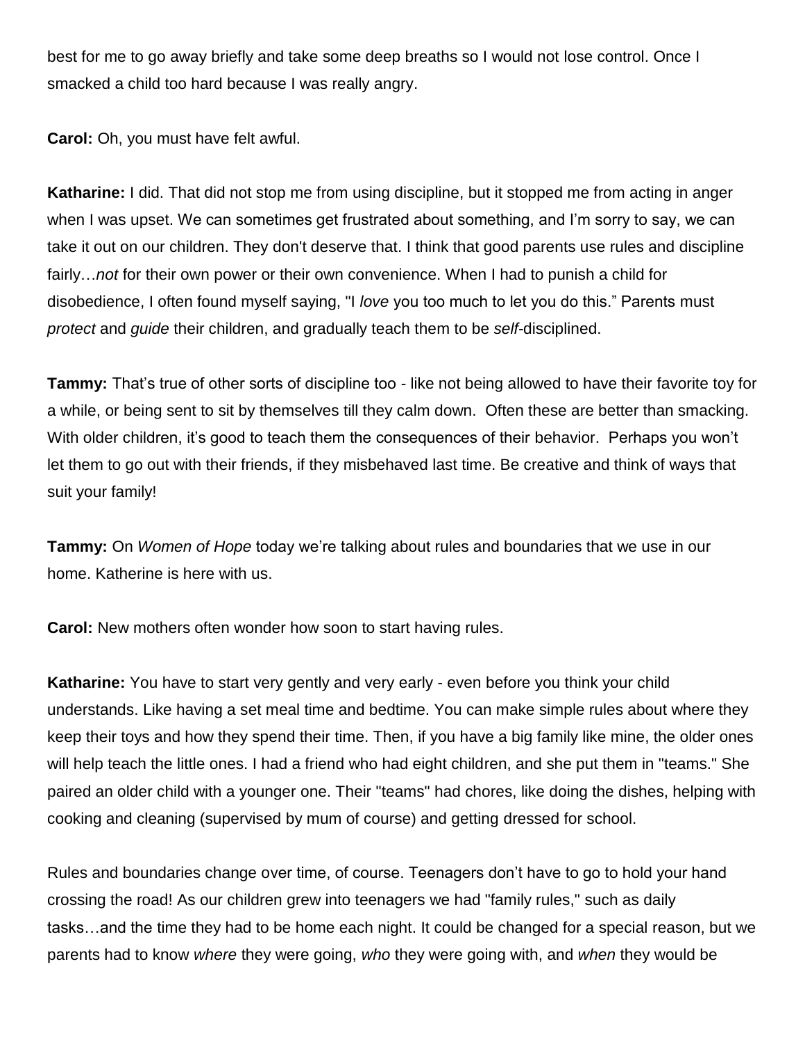best for me to go away briefly and take some deep breaths so I would not lose control. Once I smacked a child too hard because I was really angry.

**Carol:** Oh, you must have felt awful.

**Katharine:** I did. That did not stop me from using discipline, but it stopped me from acting in anger when I was upset. We can sometimes get frustrated about something, and I'm sorry to say, we can take it out on our children. They don't deserve that. I think that good parents use rules and discipline fairly…*not* for their own power or their own convenience. When I had to punish a child for disobedience, I often found myself saying, "I *love* you too much to let you do this." Parents must *protect* and *guide* their children, and gradually teach them to be *self*-disciplined.

**Tammy:** That's true of other sorts of discipline too - like not being allowed to have their favorite toy for a while, or being sent to sit by themselves till they calm down. Often these are better than smacking. With older children, it's good to teach them the consequences of their behavior. Perhaps you won't let them to go out with their friends, if they misbehaved last time. Be creative and think of ways that suit your family!

**Tammy:** On *Women of Hope* today we're talking about rules and boundaries that we use in our home. Katherine is here with us.

**Carol:** New mothers often wonder how soon to start having rules.

**Katharine:** You have to start very gently and very early - even before you think your child understands. Like having a set meal time and bedtime. You can make simple rules about where they keep their toys and how they spend their time. Then, if you have a big family like mine, the older ones will help teach the little ones. I had a friend who had eight children, and she put them in "teams." She paired an older child with a younger one. Their "teams" had chores, like doing the dishes, helping with cooking and cleaning (supervised by mum of course) and getting dressed for school.

Rules and boundaries change over time, of course. Teenagers don't have to go to hold your hand crossing the road! As our children grew into teenagers we had "family rules," such as daily tasks…and the time they had to be home each night. It could be changed for a special reason, but we parents had to know *where* they were going, *who* they were going with, and *when* they would be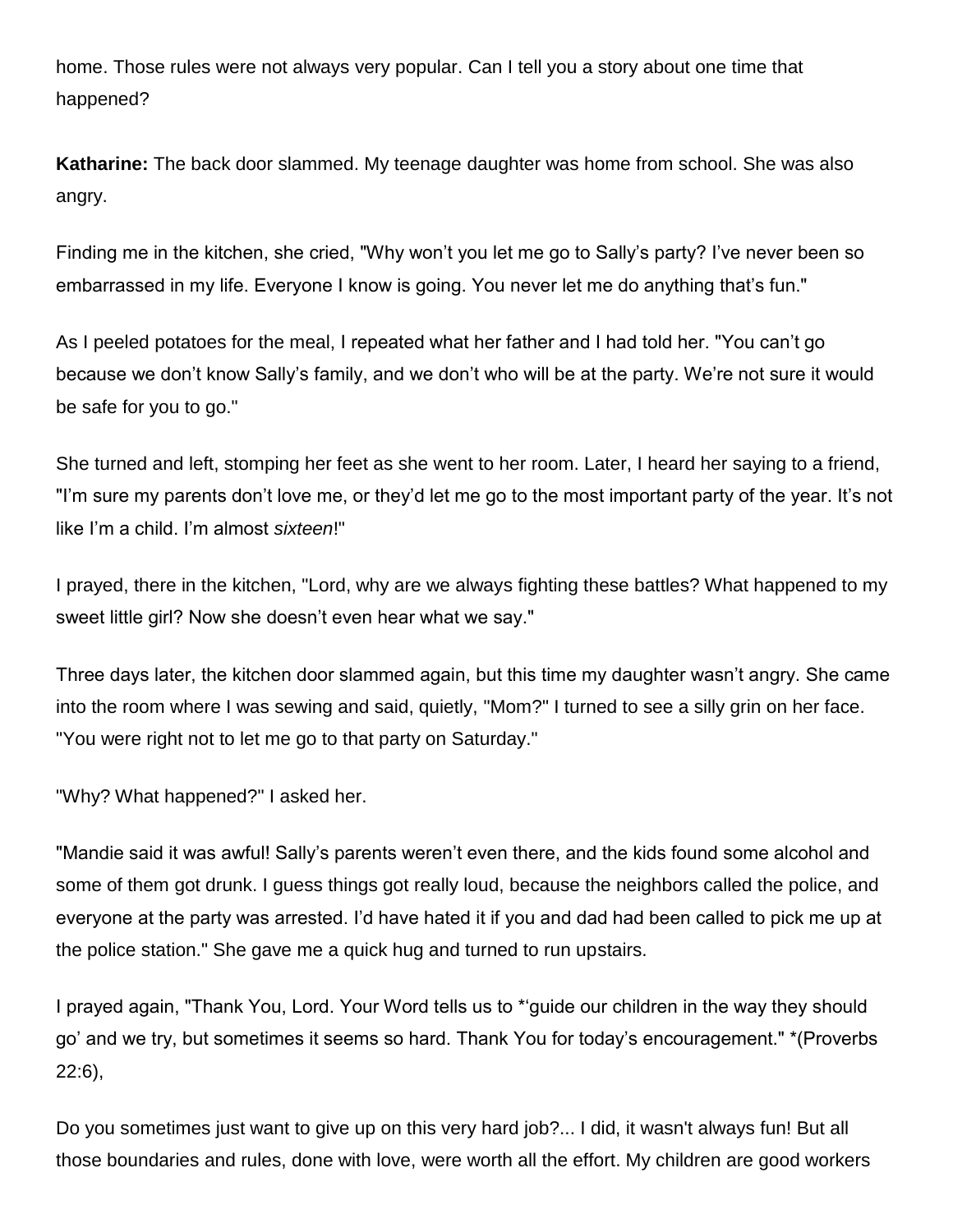home. Those rules were not always very popular. Can I tell you a story about one time that happened?

**Katharine:** The back door slammed. My teenage daughter was home from school. She was also angry.

Finding me in the kitchen, she cried, "Why won't you let me go to Sally's party? I've never been so embarrassed in my life. Everyone I know is going. You never let me do anything that's fun."

As I peeled potatoes for the meal, I repeated what her father and I had told her. "You can't go because we don't know Sally's family, and we don't who will be at the party. We're not sure it would be safe for you to go."

She turned and left, stomping her feet as she went to her room. Later, I heard her saying to a friend, "I'm sure my parents don't love me, or they'd let me go to the most important party of the year. It's not like I'm a child. I'm almost *sixteen*!"

I prayed, there in the kitchen, "Lord, why are we always fighting these battles? What happened to my sweet little girl? Now she doesn't even hear what we say."

Three days later, the kitchen door slammed again, but this time my daughter wasn't angry. She came into the room where I was sewing and said, quietly, "Mom?" I turned to see a silly grin on her face. "You were right not to let me go to that party on Saturday."

"Why? What happened?" I asked her.

"Mandie said it was awful! Sally's parents weren't even there, and the kids found some alcohol and some of them got drunk. I guess things got really loud, because the neighbors called the police, and everyone at the party was arrested. I'd have hated it if you and dad had been called to pick me up at the police station." She gave me a quick hug and turned to run upstairs.

I prayed again, "Thank You, Lord. Your Word tells us to *'guide our children in the way they should go' and we try, but sometimes it seems so hard. Thank You for today's encouragement." *(Proverbs 22:6),

Do you sometimes just want to give up on this very hard job?... I did, it wasn't always fun! But all those boundaries and rules, done with love, were worth all the effort. My children are good workers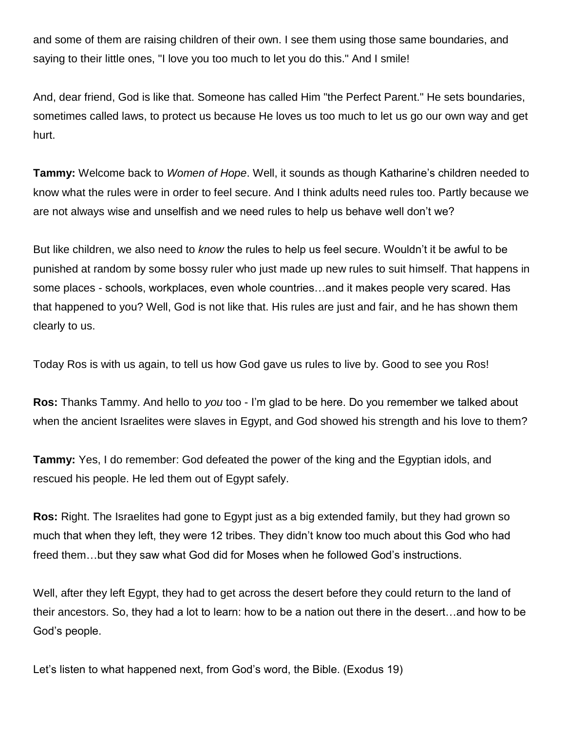and some of them are raising children of their own. I see them using those same boundaries, and saying to their little ones, "I love you too much to let you do this." And I smile!

And, dear friend, God is like that. Someone has called Him "the Perfect Parent." He sets boundaries, sometimes called laws, to protect us because He loves us too much to let us go our own way and get hurt.

**Tammy:** Welcome back to *Women of Hope*. Well, it sounds as though Katharine's children needed to know what the rules were in order to feel secure. And I think adults need rules too. Partly because we are not always wise and unselfish and we need rules to help us behave well don't we?

But like children, we also need to *know* the rules to help us feel secure. Wouldn't it be awful to be punished at random by some bossy ruler who just made up new rules to suit himself. That happens in some places - schools, workplaces, even whole countries…and it makes people very scared. Has that happened to you? Well, God is not like that. His rules are just and fair, and he has shown them clearly to us.

Today Ros is with us again, to tell us how God gave us rules to live by. Good to see you Ros!

**Ros:** Thanks Tammy. And hello to *you* too - I'm glad to be here. Do you remember we talked about when the ancient Israelites were slaves in Egypt, and God showed his strength and his love to them?

**Tammy:** Yes, I do remember: God defeated the power of the king and the Egyptian idols, and rescued his people. He led them out of Egypt safely.

**Ros:** Right. The Israelites had gone to Egypt just as a big extended family, but they had grown so much that when they left, they were 12 tribes. They didn't know too much about this God who had freed them…but they saw what God did for Moses when he followed God's instructions.

Well, after they left Egypt, they had to get across the desert before they could return to the land of their ancestors. So, they had a lot to learn: how to be a nation out there in the desert…and how to be God's people.

Let's listen to what happened next, from God's word, the Bible. (Exodus 19)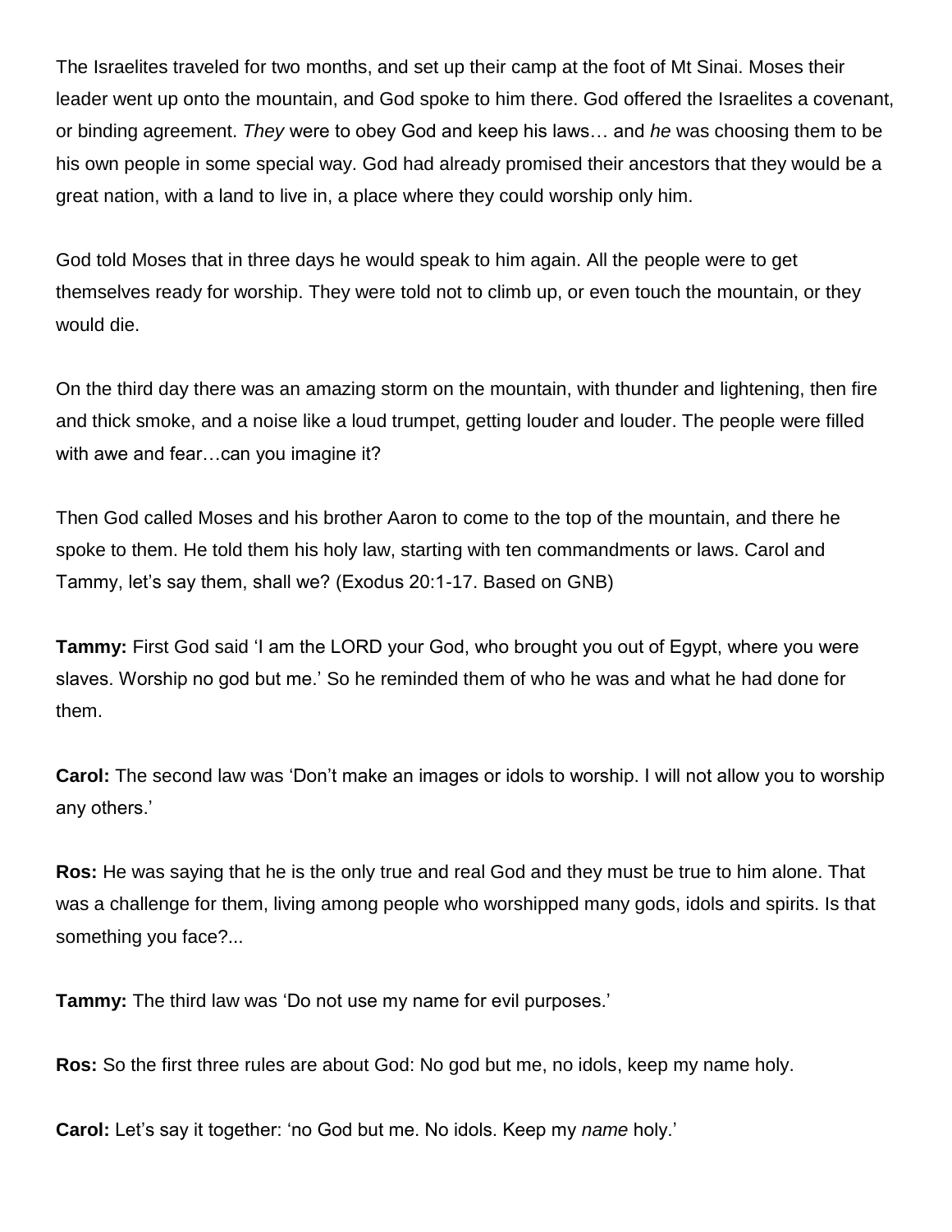The Israelites traveled for two months, and set up their camp at the foot of Mt Sinai. Moses their leader went up onto the mountain, and God spoke to him there. God offered the Israelites a covenant, or binding agreement. *They* were to obey God and keep his laws… and *he* was choosing them to be his own people in some special way. God had already promised their ancestors that they would be a great nation, with a land to live in, a place where they could worship only him.

God told Moses that in three days he would speak to him again. All the people were to get themselves ready for worship. They were told not to climb up, or even touch the mountain, or they would die.

On the third day there was an amazing storm on the mountain, with thunder and lightening, then fire and thick smoke, and a noise like a loud trumpet, getting louder and louder. The people were filled with awe and fear…can you imagine it?

Then God called Moses and his brother Aaron to come to the top of the mountain, and there he spoke to them. He told them his holy law, starting with ten commandments or laws. Carol and Tammy, let's say them, shall we? (Exodus 20:1-17. Based on GNB)

**Tammy:** First God said 'I am the LORD your God, who brought you out of Egypt, where you were slaves. Worship no god but me.' So he reminded them of who he was and what he had done for them.

**Carol:** The second law was 'Don't make an images or idols to worship. I will not allow you to worship any others.'

**Ros:** He was saying that he is the only true and real God and they must be true to him alone. That was a challenge for them, living among people who worshipped many gods, idols and spirits. Is that something you face?...

**Tammy:** The third law was 'Do not use my name for evil purposes.'

**Ros:** So the first three rules are about God: No god but me, no idols, keep my name holy.

**Carol:** Let's say it together: 'no God but me. No idols. Keep my *name* holy.'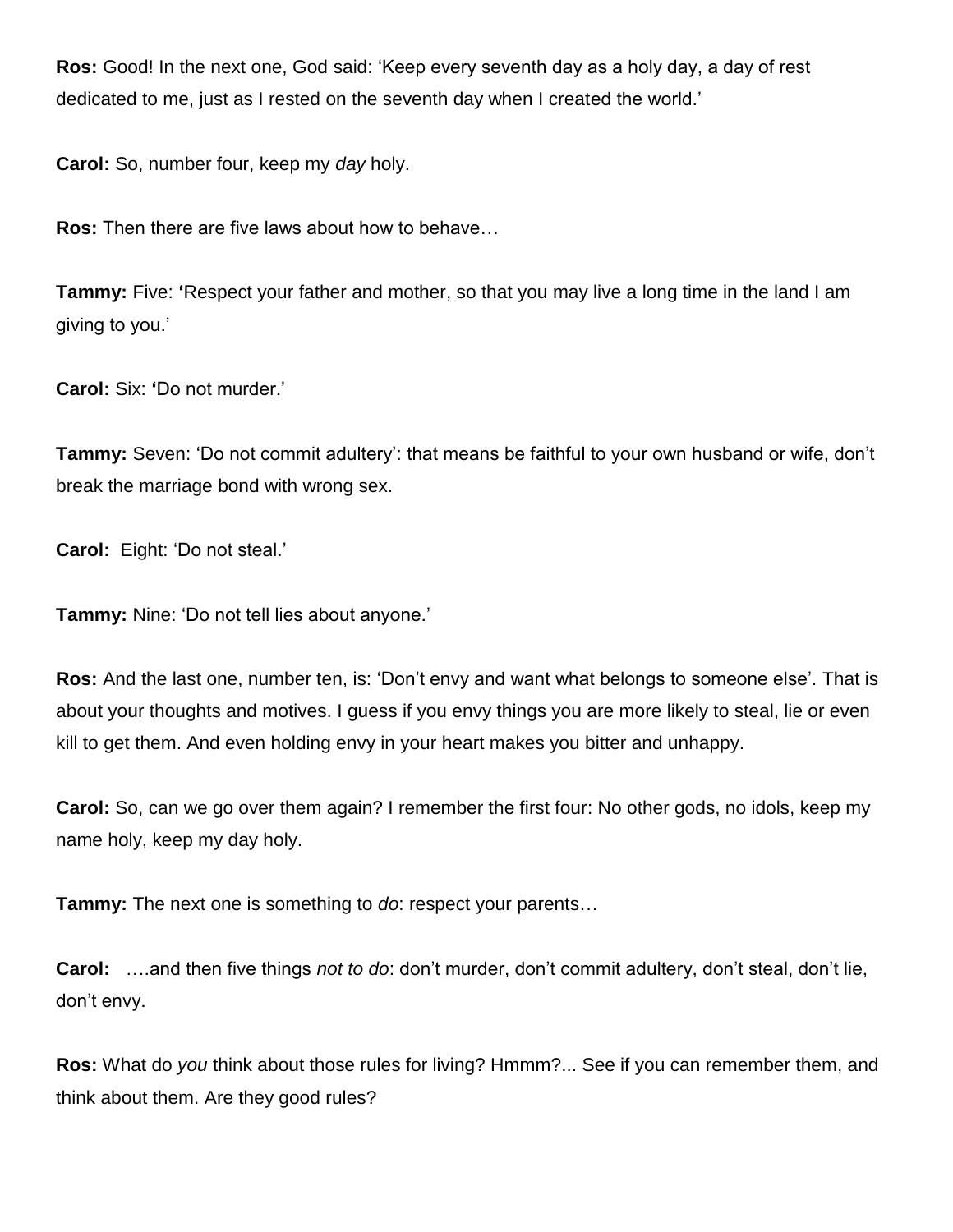**Ros:** Good! In the next one, God said: 'Keep every seventh day as a holy day, a day of rest dedicated to me, just as I rested on the seventh day when I created the world.'

**Carol:** So, number four, keep my *day* holy.

**Ros:** Then there are five laws about how to behave…

**Tammy:** Five: 'Respect your father and mother, so that you may live a long time in the land I am giving to you.'

**Carol:** Six: 'Do not murder.'

**Tammy:** Seven: 'Do not commit adultery': that means be faithful to your own husband or wife, don't break the marriage bond with wrong sex.

**Carol:** Eight: 'Do not steal.'

**Tammy:** Nine: 'Do not tell lies about anyone.'

**Ros:** And the last one, number ten, is: 'Don't envy and want what belongs to someone else'. That is about your thoughts and motives. I guess if you envy things you are more likely to steal, lie or even kill to get them. And even holding envy in your heart makes you bitter and unhappy.

**Carol:** So, can we go over them again? I remember the first four: No other gods, no idols, keep my name holy, keep my day holy.

**Tammy:** The next one is something to *do*: respect your parents…

**Carol:** ….and then five things *not to do*: don't murder, don't commit adultery, don't steal, don't lie, don't envy.

**Ros:** What do *you* think about those rules for living? Hmmm?... See if you can remember them, and think about them. Are they good rules?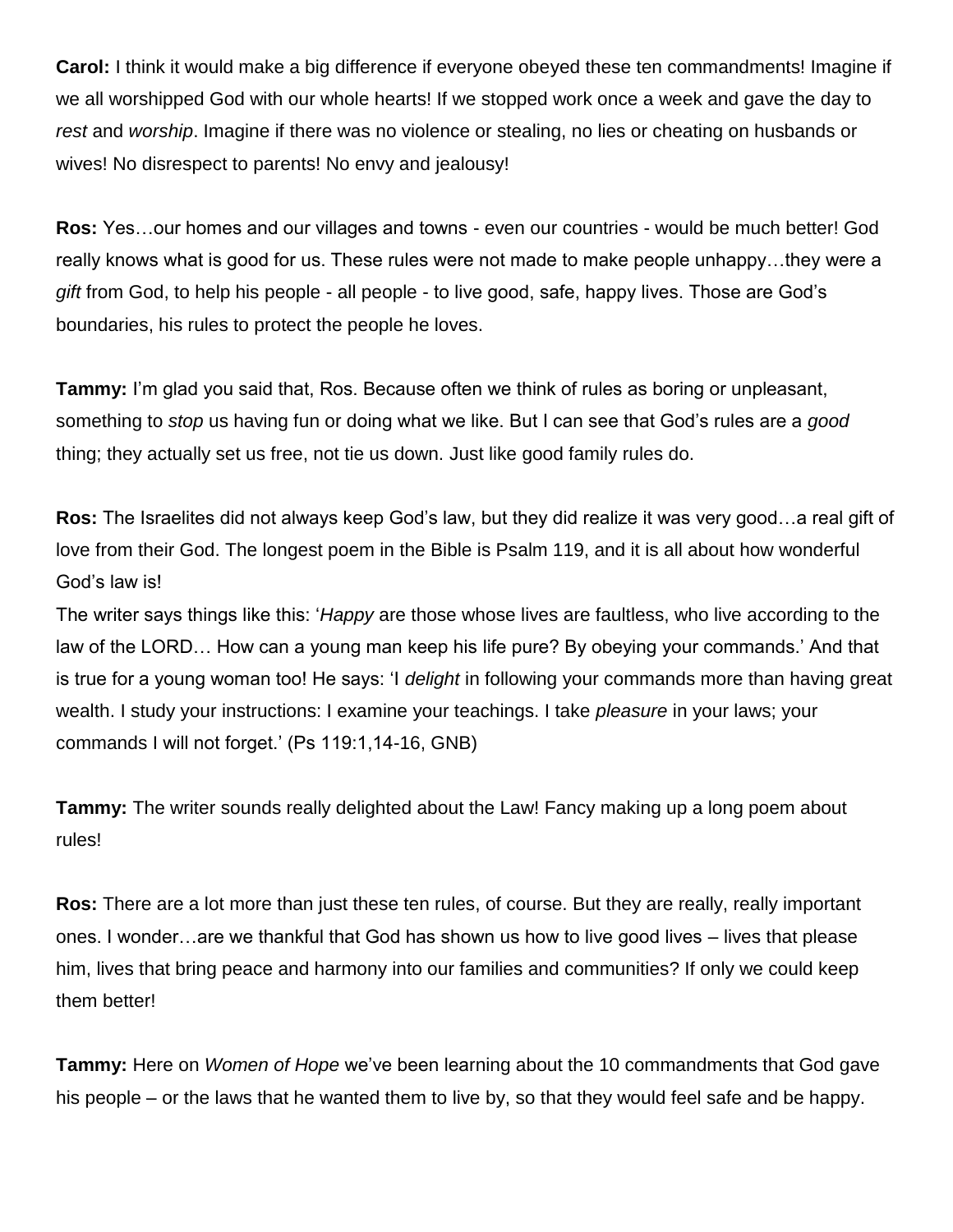**Carol:** I think it would make a big difference if everyone obeyed these ten commandments! Imagine if we all worshipped God with our whole hearts! If we stopped work once a week and gave the day to *rest* and *worship*. Imagine if there was no violence or stealing, no lies or cheating on husbands or wives! No disrespect to parents! No envy and jealousy!

**Ros:** Yes…our homes and our villages and towns - even our countries - would be much better! God really knows what is good for us. These rules were not made to make people unhappy…they were a *gift* from God, to help his people - all people - to live good, safe, happy lives. Those are God's boundaries, his rules to protect the people he loves.

**Tammy:** I'm glad you said that, Ros. Because often we think of rules as boring or unpleasant, something to *stop* us having fun or doing what we like. But I can see that God's rules are a *good* thing; they actually set us free, not tie us down. Just like good family rules do.

**Ros:** The Israelites did not always keep God's law, but they did realize it was very good…a real gift of love from their God. The longest poem in the Bible is Psalm 119, and it is all about how wonderful God's law is!
The writer says things like this: '*Happy* are those whose lives are faultless, who live according to the law of the LORD… How can a young man keep his life pure? By obeying your commands.' And that is true for a young woman too! He says: 'I *delight* in following your commands more than having great wealth. I study your instructions: I examine your teachings. I take *pleasure* in your laws; your commands I will not forget.' (Ps 119:1,14-16, GNB)

**Tammy:** The writer sounds really delighted about the Law! Fancy making up a long poem about rules!

**Ros:** There are a lot more than just these ten rules, of course. But they are really, really important ones. I wonder…are we thankful that God has shown us how to live good lives – lives that please him, lives that bring peace and harmony into our families and communities? If only we could keep them better!

**Tammy:** Here on *Women of Hope* we've been learning about the 10 commandments that God gave his people – or the laws that he wanted them to live by, so that they would feel safe and be happy.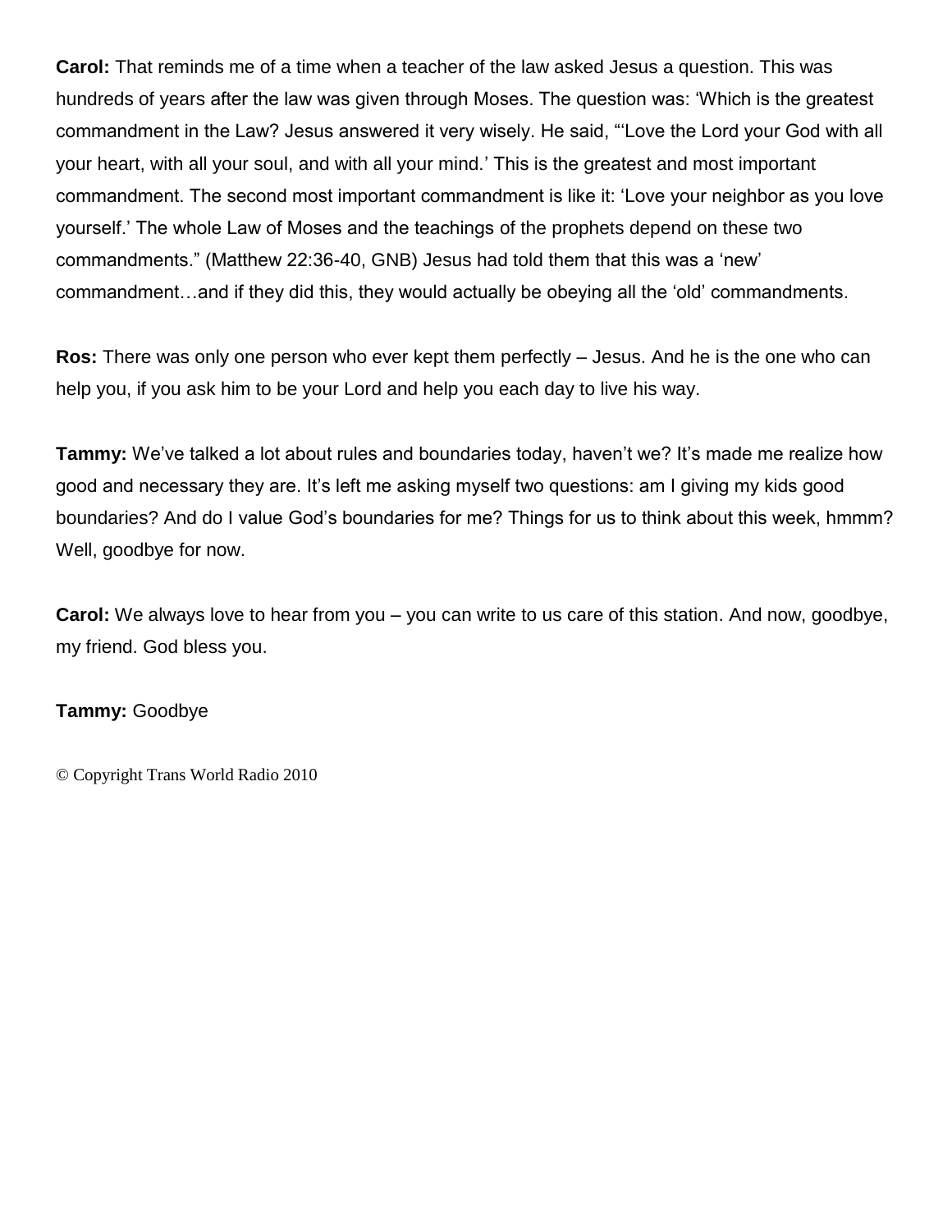**Carol:** That reminds me of a time when a teacher of the law asked Jesus a question. This was hundreds of years after the law was given through Moses. The question was: 'Which is the greatest commandment in the Law? Jesus answered it very wisely. He said, "'Love the Lord your God with all your heart, with all your soul, and with all your mind.' This is the greatest and most important commandment. The second most important commandment is like it: 'Love your neighbor as you love yourself.' The whole Law of Moses and the teachings of the prophets depend on these two commandments." (Matthew 22:36-40, GNB) Jesus had told them that this was a 'new' commandment…and if they did this, they would actually be obeying all the 'old' commandments.

**Ros:** There was only one person who ever kept them perfectly – Jesus. And he is the one who can help you, if you ask him to be your Lord and help you each day to live his way.

**Tammy:** We've talked a lot about rules and boundaries today, haven't we? It's made me realize how good and necessary they are. It's left me asking myself two questions: am I giving my kids good boundaries? And do I value God's boundaries for me? Things for us to think about this week, hmmm? Well, goodbye for now.

**Carol:** We always love to hear from you – you can write to us care of this station. And now, goodbye, my friend. God bless you.

**Tammy:** Goodbye

© Copyright Trans World Radio 2010